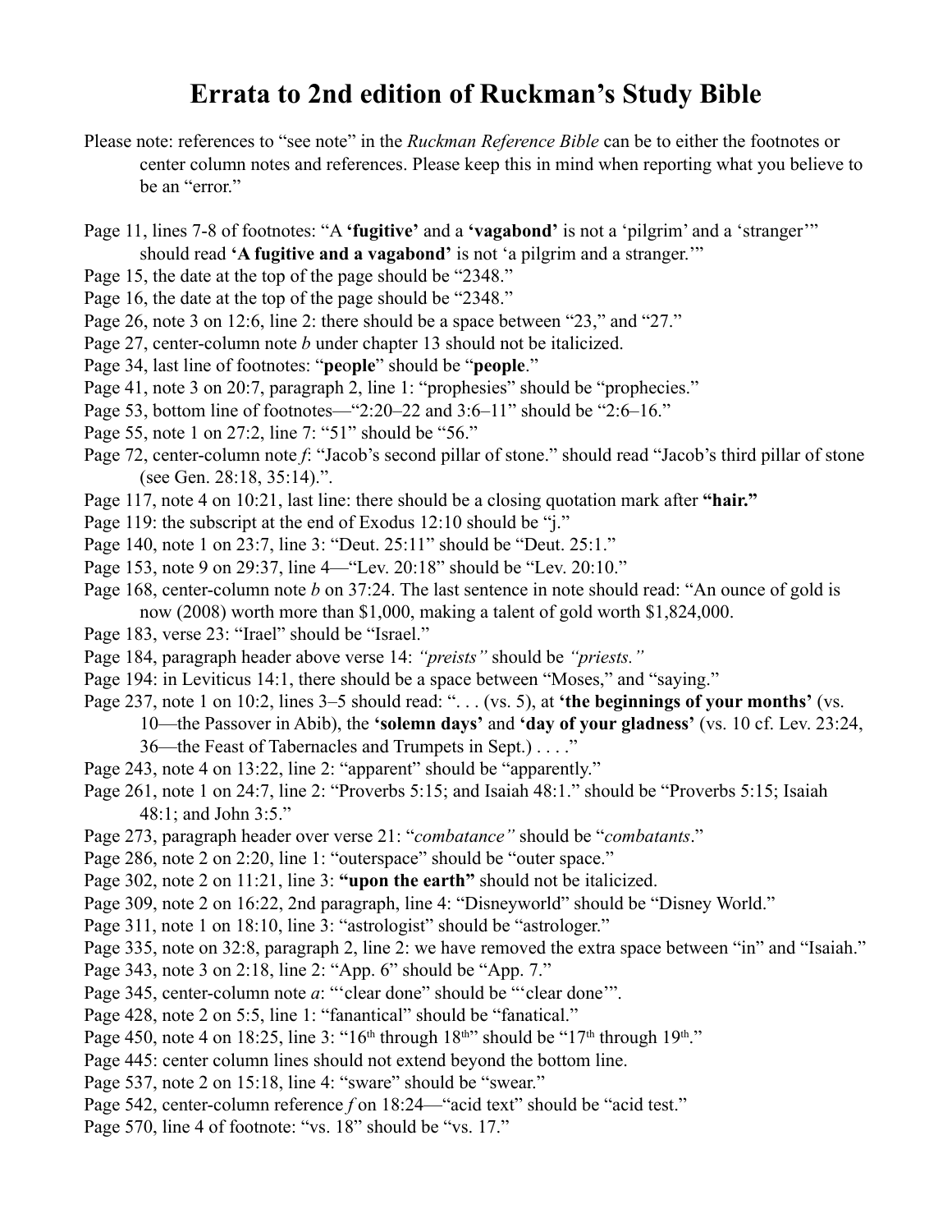# Errata to 2nd edition of Ruckman's Study Bible

Please note: references to "see note" in the *Ruckman Reference Bible* can be to either the footnotes or center column notes and references. Please keep this in mind when reporting what you believe to be an "error."

Page 11, lines 7-8 of footnotes: "A **'fugitive'** and a **'vagabond'** is not a 'pilgrim' and a 'stranger'" should read **'A fugitive and a vagabond'** is not 'a pilgrim and a stranger.'"

Page 15, the date at the top of the page should be "2348."

Page 16, the date at the top of the page should be "2348."

Page 26, note 3 on 12:6, line 2: there should be a space between "23," and "27."

Page 27, center-column note *b* under chapter 13 should not be italicized.

Page 34, last line of footnotes: "**pe**o**ple**" should be "**people**."

Page 41, note 3 on 20:7, paragraph 2, line 1: "prophesies" should be "prophecies."

Page 53, bottom line of footnotes—"2:20–22 and 3:6–11" should be "2:6–16."

Page 55, note 1 on 27:2, line 7: "51" should be "56."

Page 72, center-column note *f*: "Jacob's second pillar of stone." should read "Jacob's third pillar of stone (see Gen. 28:18, 35:14).".

Page 117, note 4 on 10:21, last line: there should be a closing quotation mark after **"hair."**

Page 119: the subscript at the end of Exodus 12:10 should be "j."

Page 140, note 1 on 23:7, line 3: "Deut. 25:11" should be "Deut. 25:1."

Page 153, note 9 on 29:37, line 4—"Lev. 20:18" should be "Lev. 20:10."

Page 168, center-column note *b* on 37:24. The last sentence in note should read: "An ounce of gold is now (2008) worth more than $1,000, making a talent of gold worth $1,824,000.

Page 183, verse 23: "Irael" should be "Israel."

Page 184, paragraph header above verse 14: *"preists"* should be *"priests."*

Page 194: in Leviticus 14:1, there should be a space between "Moses," and "saying."

Page 237, note 1 on 10:2, lines 3–5 should read: ". . . (vs. 5), at **'the beginnings of your months'** (vs. 10—the Passover in Abib), the **'solemn days'** and **'day of your gladness'** (vs. 10 cf. Lev. 23:24, 36—the Feast of Tabernacles and Trumpets in Sept.) . . . ."

Page 243, note 4 on 13:22, line 2: "apparent" should be "apparently."

Page 261, note 1 on 24:7, line 2: "Proverbs 5:15; and Isaiah 48:1." should be "Proverbs 5:15; Isaiah 48:1; and John 3:5."

Page 273, paragraph header over verse 21: "*combatance"* should be "*combatants*."

Page 286, note 2 on 2:20, line 1: "outerspace" should be "outer space."

Page 302, note 2 on 11:21, line 3: **"upon the earth"** should not be italicized.

Page 309, note 2 on 16:22, 2nd paragraph, line 4: "Disneyworld" should be "Disney World."

Page 311, note 1 on 18:10, line 3: "astrologist" should be "astrologer."

Page 335, note on 32:8, paragraph 2, line 2: we have removed the extra space between "in" and "Isaiah."

Page 343, note 3 on 2:18, line 2: "App. 6" should be "App. 7."

Page 345, center-column note *a*: "'clear done" should be "'clear done'".

Page 428, note 2 on 5:5, line 1: "fanantical" should be "fanatical."

Page 450, note 4 on 18:25, line 3: "16th through 18th" should be "17th through 19th."

Page 445: center column lines should not extend beyond the bottom line.

Page 537, note 2 on 15:18, line 4: "sware" should be "swear."

Page 542, center-column reference *f* on 18:24—"acid text" should be "acid test."

Page 570, line 4 of footnote: "vs. 18" should be "vs. 17."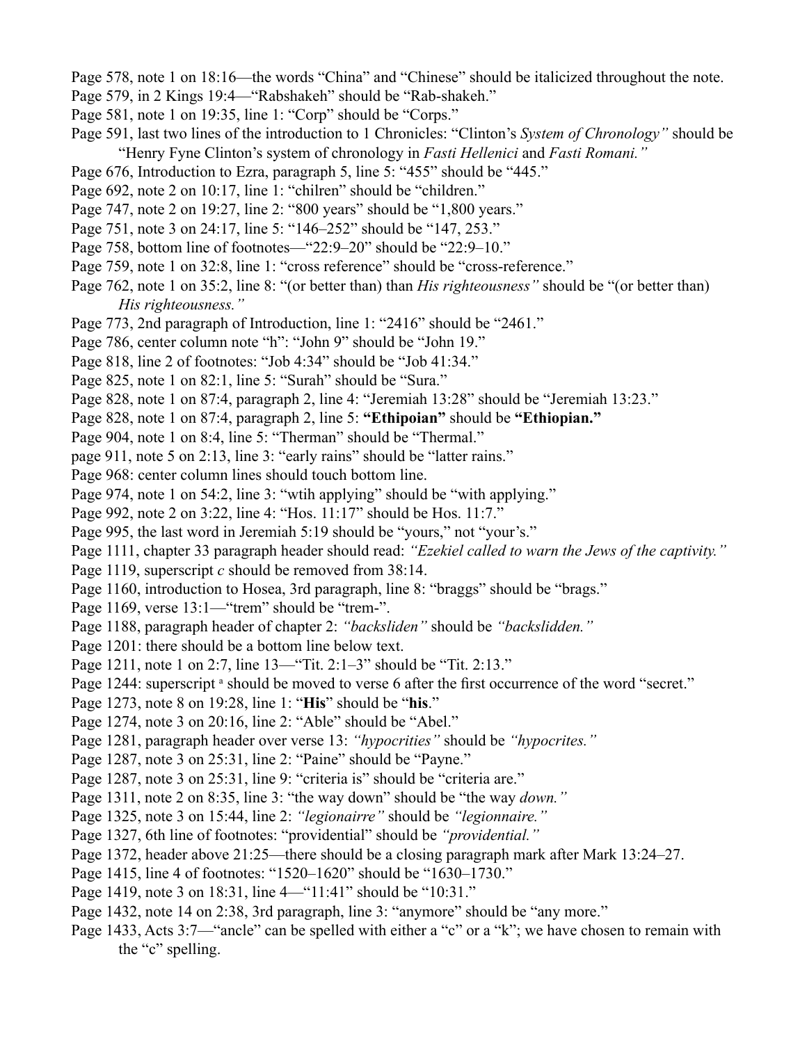Page 578, note 1 on 18:16—the words "China" and "Chinese" should be italicized throughout the note.
Page 579, in 2 Kings 19:4—"Rabshakeh" should be "Rab-shakeh."
Page 581, note 1 on 19:35, line 1: "Corp" should be "Corps."
Page 591, last two lines of the introduction to 1 Chronicles: "Clinton's *System of Chronology"* should be "Henry Fyne Clinton's system of chronology in *Fasti Hellenici* and *Fasti Romani."*
Page 676, Introduction to Ezra, paragraph 5, line 5: "455" should be "445."
Page 692, note 2 on 10:17, line 1: "chilren" should be "children."
Page 747, note 2 on 19:27, line 2: "800 years" should be "1,800 years."
Page 751, note 3 on 24:17, line 5: "146–252" should be "147, 253."
Page 758, bottom line of footnotes—"22:9–20" should be "22:9–10."
Page 759, note 1 on 32:8, line 1: "cross reference" should be "cross-reference."
Page 762, note 1 on 35:2, line 8: "(or better than) than *His righteousness"* should be "(or better than) *His righteousness."*
Page 773, 2nd paragraph of Introduction, line 1: "2416" should be "2461."
Page 786, center column note "h": "John 9" should be "John 19."
Page 818, line 2 of footnotes: "Job 4:34" should be "Job 41:34."
Page 825, note 1 on 82:1, line 5: "Surah" should be "Sura."
Page 828, note 1 on 87:4, paragraph 2, line 4: "Jeremiah 13:28" should be "Jeremiah 13:23."
Page 828, note 1 on 87:4, paragraph 2, line 5: **"Ethipoian"** should be **"Ethiopian."**
Page 904, note 1 on 8:4, line 5: "Therman" should be "Thermal."
page 911, note 5 on 2:13, line 3: "early rains" should be "latter rains."
Page 968: center column lines should touch bottom line.
Page 974, note 1 on 54:2, line 3: "wtih applying" should be "with applying."
Page 992, note 2 on 3:22, line 4: "Hos. 11:17" should be Hos. 11:7."
Page 995, the last word in Jeremiah 5:19 should be "yours," not "your's."
Page 1111, chapter 33 paragraph header should read: *"Ezekiel called to warn the Jews of the captivity."*
Page 1119, superscript *c* should be removed from 38:14.
Page 1160, introduction to Hosea, 3rd paragraph, line 8: "braggs" should be "brags."
Page 1169, verse 13:1—"trem" should be "trem-".
Page 1188, paragraph header of chapter 2: *"backsliden"* should be *"backslidden."*
Page 1201: there should be a bottom line below text.
Page 1211, note 1 on 2:7, line 13—"Tit. 2:1–3" should be "Tit. 2:13."
Page 1244: superscript [a] should be moved to verse 6 after the first occurrence of the word "secret."
Page 1273, note 8 on 19:28, line 1: "**His**" should be "**his**."
Page 1274, note 3 on 20:16, line 2: "Able" should be "Abel."
Page 1281, paragraph header over verse 13: *"hypocrities"* should be *"hypocrites."*
Page 1287, note 3 on 25:31, line 2: "Paine" should be "Payne."
Page 1287, note 3 on 25:31, line 9: "criteria is" should be "criteria are."
Page 1311, note 2 on 8:35, line 3: "the way down" should be "the way *down."*
Page 1325, note 3 on 15:44, line 2: *"legionairre"* should be *"legionnaire."*
Page 1327, 6th line of footnotes: "providential" should be *"providential."*
Page 1372, header above 21:25—there should be a closing paragraph mark after Mark 13:24–27.
Page 1415, line 4 of footnotes: "1520–1620" should be "1630–1730."
Page 1419, note 3 on 18:31, line 4—"11:41" should be "10:31."
Page 1432, note 14 on 2:38, 3rd paragraph, line 3: "anymore" should be "any more."
Page 1433, Acts 3:7—"ancle" can be spelled with either a "c" or a "k"; we have chosen to remain with the "c" spelling.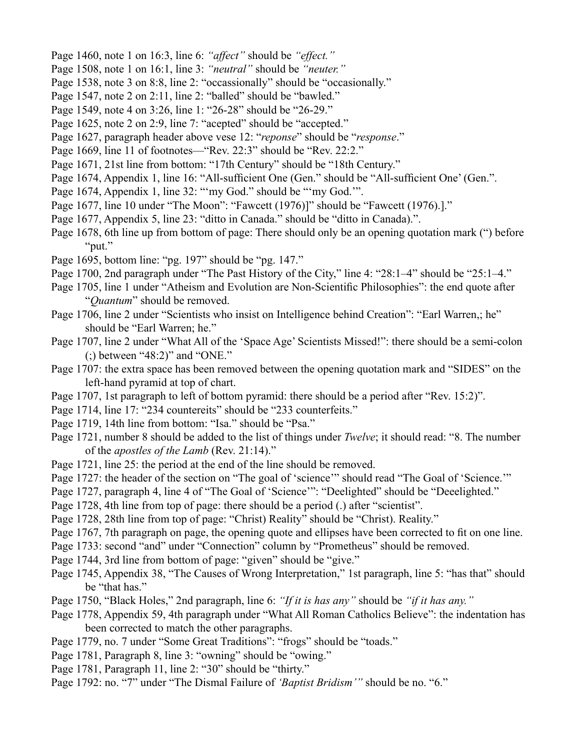Page 1460, note 1 on 16:3, line 6: *"affect"* should be *"effect."*
Page 1508, note 1 on 16:1, line 3: *"neutral"* should be *"neuter."*
Page 1538, note 3 on 8:8, line 2: "occassionally" should be "occasionally."
Page 1547, note 2 on 2:11, line 2: "balled" should be "bawled."
Page 1549, note 4 on 3:26, line 1: "26-28" should be "26-29."
Page 1625, note 2 on 2:9, line 7: "acepted" should be "accepted."
Page 1627, paragraph header above vese 12: "*reponse*" should be "*response*."
Page 1669, line 11 of footnotes—"Rev. 22:3" should be "Rev. 22:2."
Page 1671, 21st line from bottom: "17th Century" should be "18th Century."
Page 1674, Appendix 1, line 16: "All-sufficient One (Gen." should be "All-sufficient One' (Gen.".
Page 1674, Appendix 1, line 32: "'my God." should be "'my God.'".
Page 1677, line 10 under "The Moon": "Fawcett (1976)]" should be "Fawcett (1976).]."
Page 1677, Appendix 5, line 23: "ditto in Canada." should be "ditto in Canada).".
Page 1678, 6th line up from bottom of page: There should only be an opening quotation mark (") before "put."
Page 1695, bottom line: "pg. 197" should be "pg. 147."
Page 1700, 2nd paragraph under "The Past History of the City," line 4: "28:1–4" should be "25:1–4."
Page 1705, line 1 under "Atheism and Evolution are Non-Scientific Philosophies": the end quote after "*Quantum*" should be removed.
Page 1706, line 2 under "Scientists who insist on Intelligence behind Creation": "Earl Warren,; he" should be "Earl Warren; he."
Page 1707, line 2 under "What All of the 'Space Age' Scientists Missed!": there should be a semi-colon (;) between "48:2)" and "ONE."
Page 1707: the extra space has been removed between the opening quotation mark and "SIDES" on the left-hand pyramid at top of chart.
Page 1707, 1st paragraph to left of bottom pyramid: there should be a period after "Rev. 15:2)".
Page 1714, line 17: "234 countereits" should be "233 counterfeits."
Page 1719, 14th line from bottom: "Isa." should be "Psa."
Page 1721, number 8 should be added to the list of things under *Twelve*; it should read: "8. The number of the *apostles of the Lamb* (Rev. 21:14)."
Page 1721, line 25: the period at the end of the line should be removed.
Page 1727: the header of the section on "The goal of 'science'" should read "The Goal of 'Science.'"
Page 1727, paragraph 4, line 4 of "The Goal of 'Science'": "Deelighted" should be "Deeelighted."
Page 1728, 4th line from top of page: there should be a period (.) after "scientist".
Page 1728, 28th line from top of page: "Christ) Reality" should be "Christ). Reality."
Page 1767, 7th paragraph on page, the opening quote and ellipses have been corrected to fit on one line.
Page 1733: second "and" under "Connection" column by "Prometheus" should be removed.
Page 1744, 3rd line from bottom of page: "given" should be "give."
Page 1745, Appendix 38, "The Causes of Wrong Interpretation," 1st paragraph, line 5: "has that" should be "that has."
Page 1750, "Black Holes," 2nd paragraph, line 6: *"If it is has any"* should be *"if it has any."*
Page 1778, Appendix 59, 4th paragraph under "What All Roman Catholics Believe": the indentation has been corrected to match the other paragraphs.
Page 1779, no. 7 under "Some Great Traditions": "frogs" should be "toads."
Page 1781, Paragraph 8, line 3: "owning" should be "owing."
Page 1781, Paragraph 11, line 2: "30" should be "thirty."
Page 1792: no. "7" under "The Dismal Failure of *'Baptist Bridism'"* should be no. "6."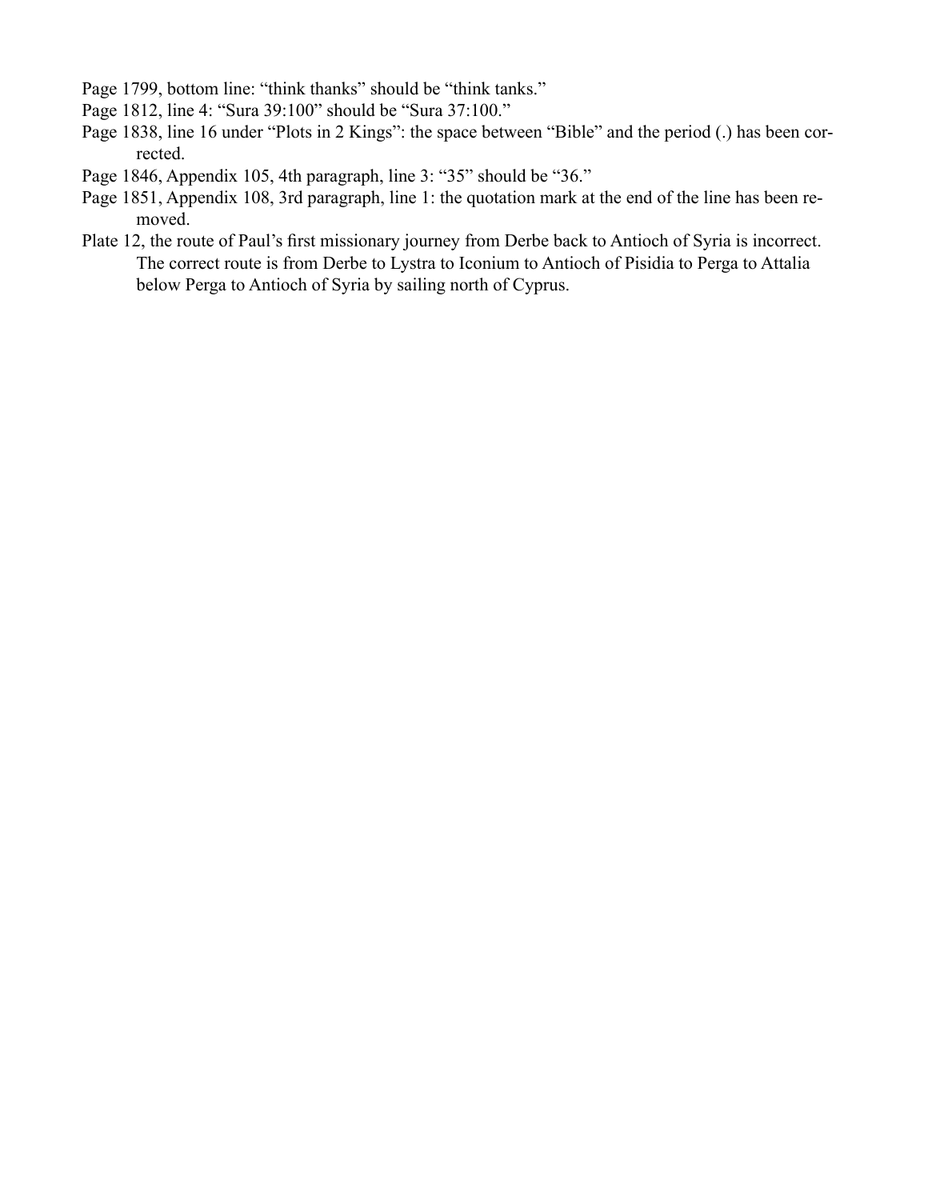Page 1799, bottom line: “think thanks” should be “think tanks.”

Page 1812, line 4: “Sura 39:100” should be “Sura 37:100.”

Page 1838, line 16 under “Plots in 2 Kings”: the space between “Bible” and the period (.) has been corrected.

Page 1846, Appendix 105, 4th paragraph, line 3: “35” should be “36.”

Page 1851, Appendix 108, 3rd paragraph, line 1: the quotation mark at the end of the line has been removed.

Plate 12, the route of Paul’s first missionary journey from Derbe back to Antioch of Syria is incorrect. The correct route is from Derbe to Lystra to Iconium to Antioch of Pisidia to Perga to Attalia below Perga to Antioch of Syria by sailing north of Cyprus.